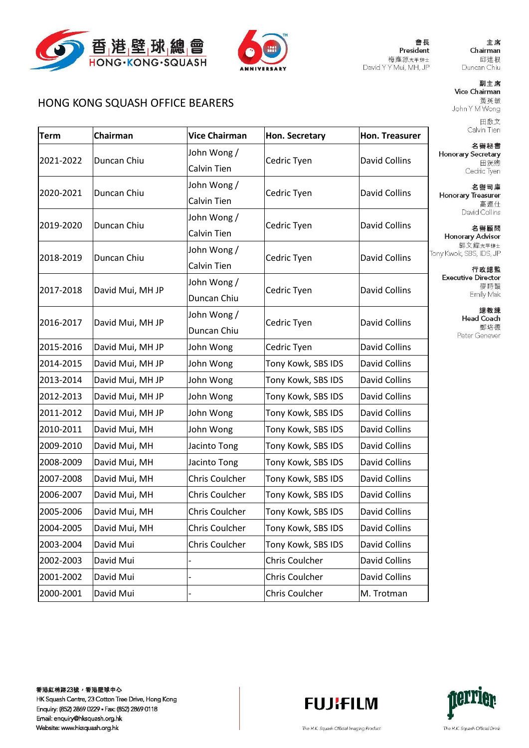香港壁球總會
HONG·KONG·SQUASH

會長
President
梅應源太平紳士
David Y Y Mui, MH, JP

主席
Chairman
邱達根
Duncan Chiu

副主席
Vice Chairman
黃英敏
John Y M Wong
田啟文
Calvin Tien

名譽秘書
Honorary Secretary
田洸煦
Cedric Tyen

名譽司庫
Honorary Treasurer
高達仕
David Collins

名譽顧問
Honorary Advisor
郭文緯太平紳士
Tony Kwok, SBS, IDS, JP

行政總監
Executive Director
麥詩韻
Emily Mak

總教練
Head Coach
鄭培德
Peter Genever

## HONG KONG SQUASH OFFICE BEARERS

| Term | Chairman | Vice Chairman | Hon. Secretary | Hon. Treasurer |
|---|---|---|---|---|
| 2021-2022 | Duncan Chiu | John Wong / Calvin Tien | Cedric Tyen | David Collins |
| 2020-2021 | Duncan Chiu | John Wong / Calvin Tien | Cedric Tyen | David Collins |
| 2019-2020 | Duncan Chiu | John Wong / Calvin Tien | Cedric Tyen | David Collins |
| 2018-2019 | Duncan Chiu | John Wong / Calvin Tien | Cedric Tyen | David Collins |
| 2017-2018 | David Mui, MH JP | John Wong / Duncan Chiu | Cedric Tyen | David Collins |
| 2016-2017 | David Mui, MH JP | John Wong / Duncan Chiu | Cedric Tyen | David Collins |
| 2015-2016 | David Mui, MH JP | John Wong | Cedric Tyen | David Collins |
| 2014-2015 | David Mui, MH JP | John Wong | Tony Kowk, SBS IDS | David Collins |
| 2013-2014 | David Mui, MH JP | John Wong | Tony Kowk, SBS IDS | David Collins |
| 2012-2013 | David Mui, MH JP | John Wong | Tony Kowk, SBS IDS | David Collins |
| 2011-2012 | David Mui, MH JP | John Wong | Tony Kowk, SBS IDS | David Collins |
| 2010-2011 | David Mui, MH | John Wong | Tony Kowk, SBS IDS | David Collins |
| 2009-2010 | David Mui, MH | Jacinto Tong | Tony Kowk, SBS IDS | David Collins |
| 2008-2009 | David Mui, MH | Jacinto Tong | Tony Kowk, SBS IDS | David Collins |
| 2007-2008 | David Mui, MH | Chris Coulcher | Tony Kowk, SBS IDS | David Collins |
| 2006-2007 | David Mui, MH | Chris Coulcher | Tony Kowk, SBS IDS | David Collins |
| 2005-2006 | David Mui, MH | Chris Coulcher | Tony Kowk, SBS IDS | David Collins |
| 2004-2005 | David Mui, MH | Chris Coulcher | Tony Kowk, SBS IDS | David Collins |
| 2003-2004 | David Mui | Chris Coulcher | Tony Kowk, SBS IDS | David Collins |
| 2002-2003 | David Mui | - | Chris Coulcher | David Collins |
| 2001-2002 | David Mui | - | Chris Coulcher | David Collins |
| 2000-2001 | David Mui | - | Chris Coulcher | M. Trotman |

香港紅棉路23號，香港壁球中心
HK Squash Centre, 23 Cotton Tree Drive, Hong Kong
Enquiry: (852) 2869 0229 • Fax: (852) 2869 0118
Email: enquiry@hksquash.org.hk
Website: www.hksquash.org.hk

The H.K. Squash Official Imaging Product

The H.K. Squash Official Drink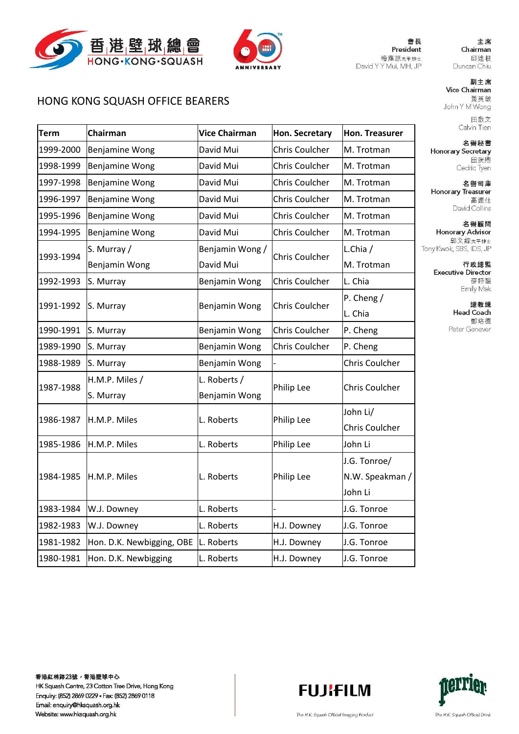香港壁球總會
HONG·KONG·SQUASH

會長
President
梅應源太平紳士
David Y Y Mui, MH, JP

主席
Chairman
邱達根
Duncan Chiu

副主席
Vice Chairman
黃英敏
John Y M Wong

田啟文
Calvin Tien

名譽秘書
Honorary Secretary
田洸鴻
Cedric Tyen

名譽司庫
Honorary Treasurer
高達仕
David Collins

名譽顧問
Honorary Advisor
郭文緯太平紳士
Tony Kwok, SBS, IDS, JP

行政總監
Executive Director
麥詩麗
Emily Mak

總教練
Head Coach
鄭培德
Peter Genever

## HONG KONG SQUASH OFFICE BEARERS

| Term | Chairman | Vice Chairman | Hon. Secretary | Hon. Treasurer |
|---|---|---|---|---|
| 1999-2000 | Benjamine Wong | David Mui | Chris Coulcher | M. Trotman |
| 1998-1999 | Benjamine Wong | David Mui | Chris Coulcher | M. Trotman |
| 1997-1998 | Benjamine Wong | David Mui | Chris Coulcher | M. Trotman |
| 1996-1997 | Benjamine Wong | David Mui | Chris Coulcher | M. Trotman |
| 1995-1996 | Benjamine Wong | David Mui | Chris Coulcher | M. Trotman |
| 1994-1995 | Benjamine Wong | David Mui | Chris Coulcher | M. Trotman |
| 1993-1994 | S. Murray / Benjamin Wong | Benjamin Wong / David Mui | Chris Coulcher | L.Chia / M. Trotman |
| 1992-1993 | S. Murray | Benjamin Wong | Chris Coulcher | L. Chia |
| 1991-1992 | S. Murray | Benjamin Wong | Chris Coulcher | P. Cheng / L. Chia |
| 1990-1991 | S. Murray | Benjamin Wong | Chris Coulcher | P. Cheng |
| 1989-1990 | S. Murray | Benjamin Wong | Chris Coulcher | P. Cheng |
| 1988-1989 | S. Murray | Benjamin Wong | - | Chris Coulcher |
| 1987-1988 | H.M.P. Miles / S. Murray | L. Roberts / Benjamin Wong | Philip Lee | Chris Coulcher |
| 1986-1987 | H.M.P. Miles | L. Roberts | Philip Lee | John Li/ Chris Coulcher |
| 1985-1986 | H.M.P. Miles | L. Roberts | Philip Lee | John Li |
| 1984-1985 | H.M.P. Miles | L. Roberts | Philip Lee | J.G. Tonroe/ N.W. Speakman / John Li |
| 1983-1984 | W.J. Downey | L. Roberts | - | J.G. Tonroe |
| 1982-1983 | W.J. Downey | L. Roberts | H.J. Downey | J.G. Tonroe |
| 1981-1982 | Hon. D.K. Newbigging, OBE | L. Roberts | H.J. Downey | J.G. Tonroe |
| 1980-1981 | Hon. D.K. Newbigging | L. Roberts | H.J. Downey | J.G. Tonroe |

香港紅棉路23號，香港壁球中心
HK Squash Centre, 23 Cotton Tree Drive, Hong Kong
Enquiry: (852) 2869 0229 • Fax: (852) 2869 0118
Email: enquiry@hksquash.org.hk
Website: www.hksquash.org.hk

The H.K. Squash Official Imaging Product

The H.K. Squash Official Drink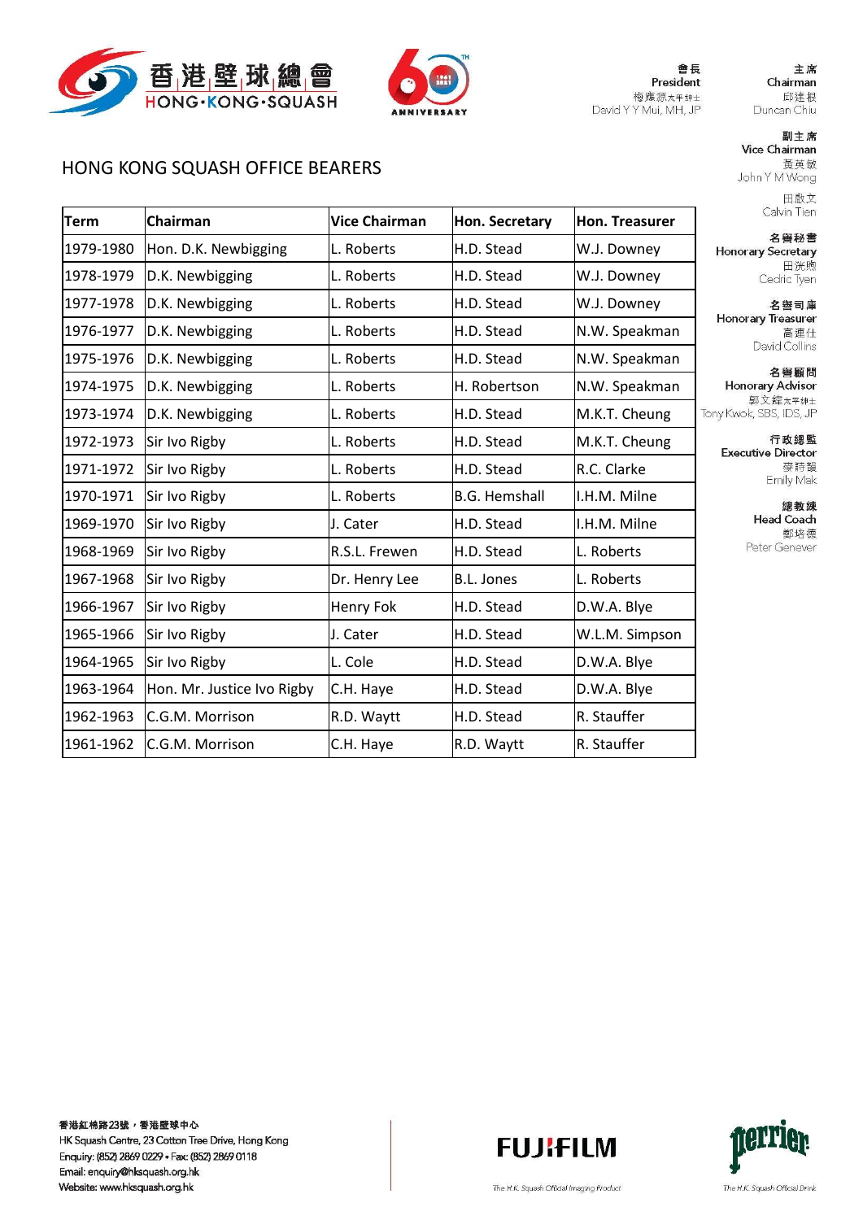## HONG KONG SQUASH OFFICE BEARERS

| Term | Chairman | Vice Chairman | Hon. Secretary | Hon. Treasurer |
|---|---|---|---|---|
| 1979-1980 | Hon. D.K. Newbigging | L. Roberts | H.D. Stead | W.J. Downey |
| 1978-1979 | D.K. Newbigging | L. Roberts | H.D. Stead | W.J. Downey |
| 1977-1978 | D.K. Newbigging | L. Roberts | H.D. Stead | W.J. Downey |
| 1976-1977 | D.K. Newbigging | L. Roberts | H.D. Stead | N.W. Speakman |
| 1975-1976 | D.K. Newbigging | L. Roberts | H.D. Stead | N.W. Speakman |
| 1974-1975 | D.K. Newbigging | L. Roberts | H. Robertson | N.W. Speakman |
| 1973-1974 | D.K. Newbigging | L. Roberts | H.D. Stead | M.K.T. Cheung |
| 1972-1973 | Sir Ivo Rigby | L. Roberts | H.D. Stead | M.K.T. Cheung |
| 1971-1972 | Sir Ivo Rigby | L. Roberts | H.D. Stead | R.C. Clarke |
| 1970-1971 | Sir Ivo Rigby | L. Roberts | B.G. Hemshall | I.H.M. Milne |
| 1969-1970 | Sir Ivo Rigby | J. Cater | H.D. Stead | I.H.M. Milne |
| 1968-1969 | Sir Ivo Rigby | R.S.L. Frewen | H.D. Stead | L. Roberts |
| 1967-1968 | Sir Ivo Rigby | Dr. Henry Lee | B.L. Jones | L. Roberts |
| 1966-1967 | Sir Ivo Rigby | Henry Fok | H.D. Stead | D.W.A. Blye |
| 1965-1966 | Sir Ivo Rigby | J. Cater | H.D. Stead | W.L.M. Simpson |
| 1964-1965 | Sir Ivo Rigby | L. Cole | H.D. Stead | D.W.A. Blye |
| 1963-1964 | Hon. Mr. Justice Ivo Rigby | C.H. Haye | H.D. Stead | D.W.A. Blye |
| 1962-1963 | C.G.M. Morrison | R.D. Waytt | H.D. Stead | R. Stauffer |
| 1961-1962 | C.G.M. Morrison | C.H. Haye | R.D. Waytt | R. Stauffer |